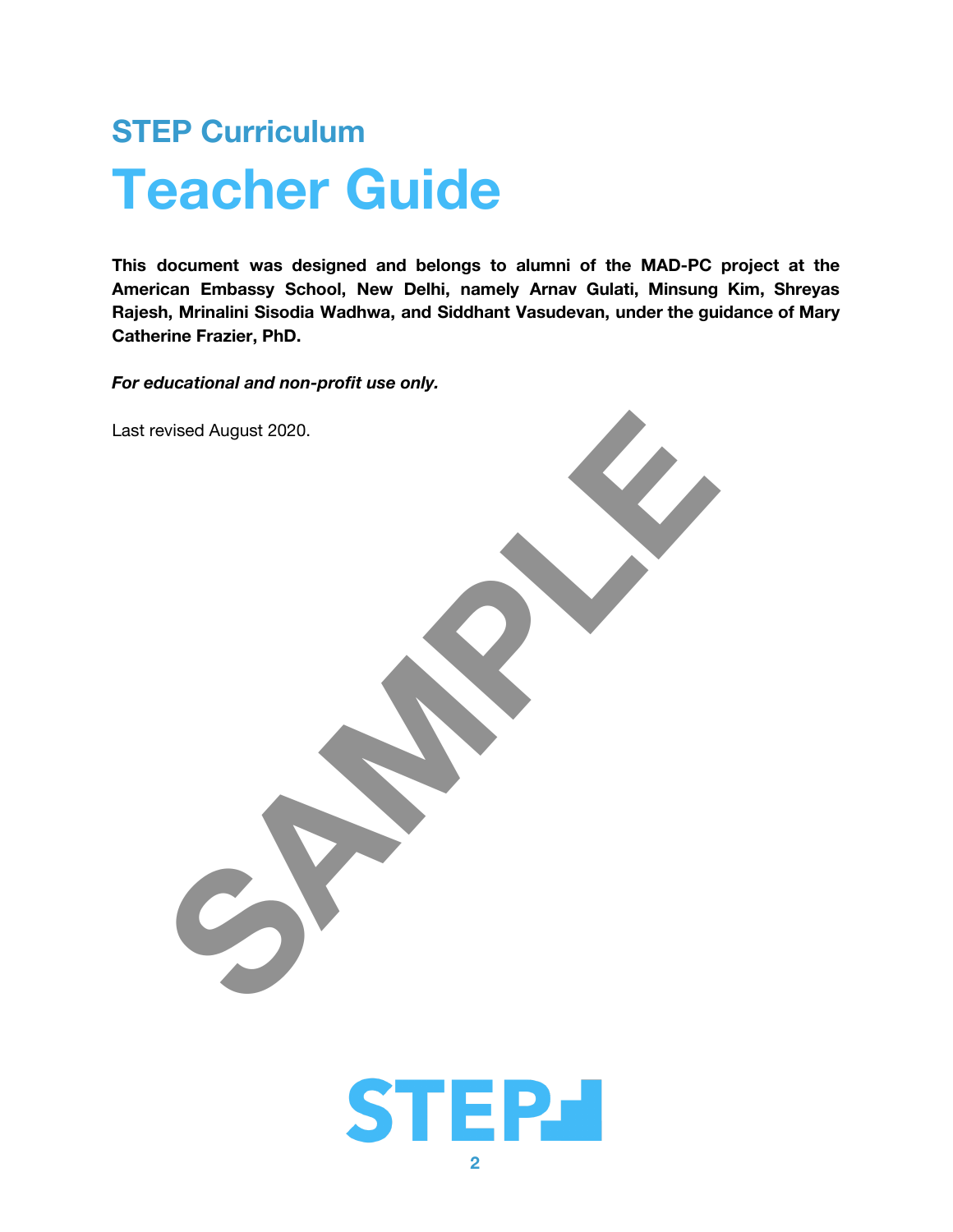## STEP Curriculum

# Teacher Guide

**This document was designed and belongs to alumni of the MAD-PC project at the American Embassy School, New Delhi, namely Arnav Gulati, Minsung Kim, Shreyas Rajesh, Mrinalini Sisodia Wadhwa, and Siddhant Vasudevan, under the guidance of Mary Catherine Frazier, PhD.**

***For educational and non-profit use only.***

Last revised August 2020.

SAMPLE

STEP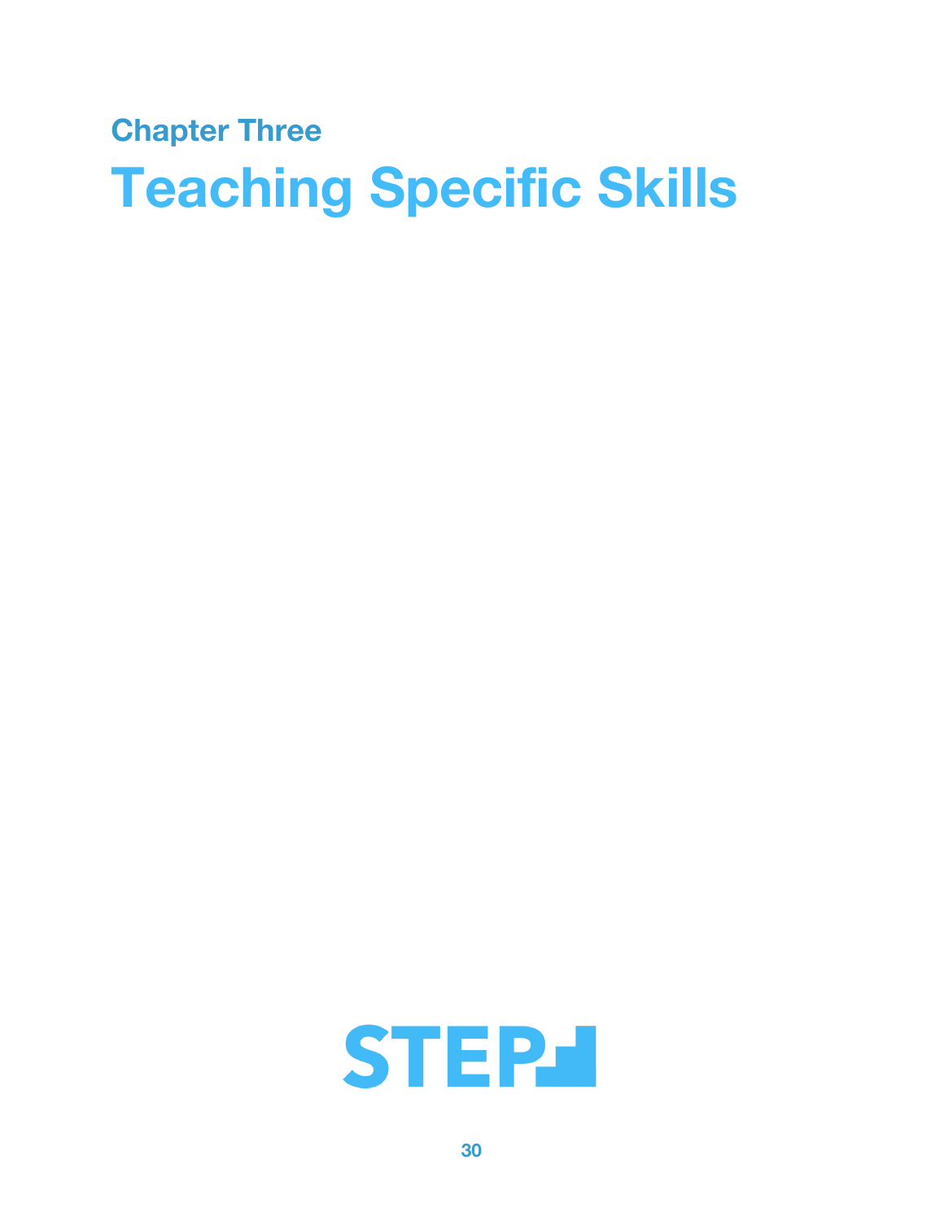## Chapter Three

# Teaching Specific Skills

STEP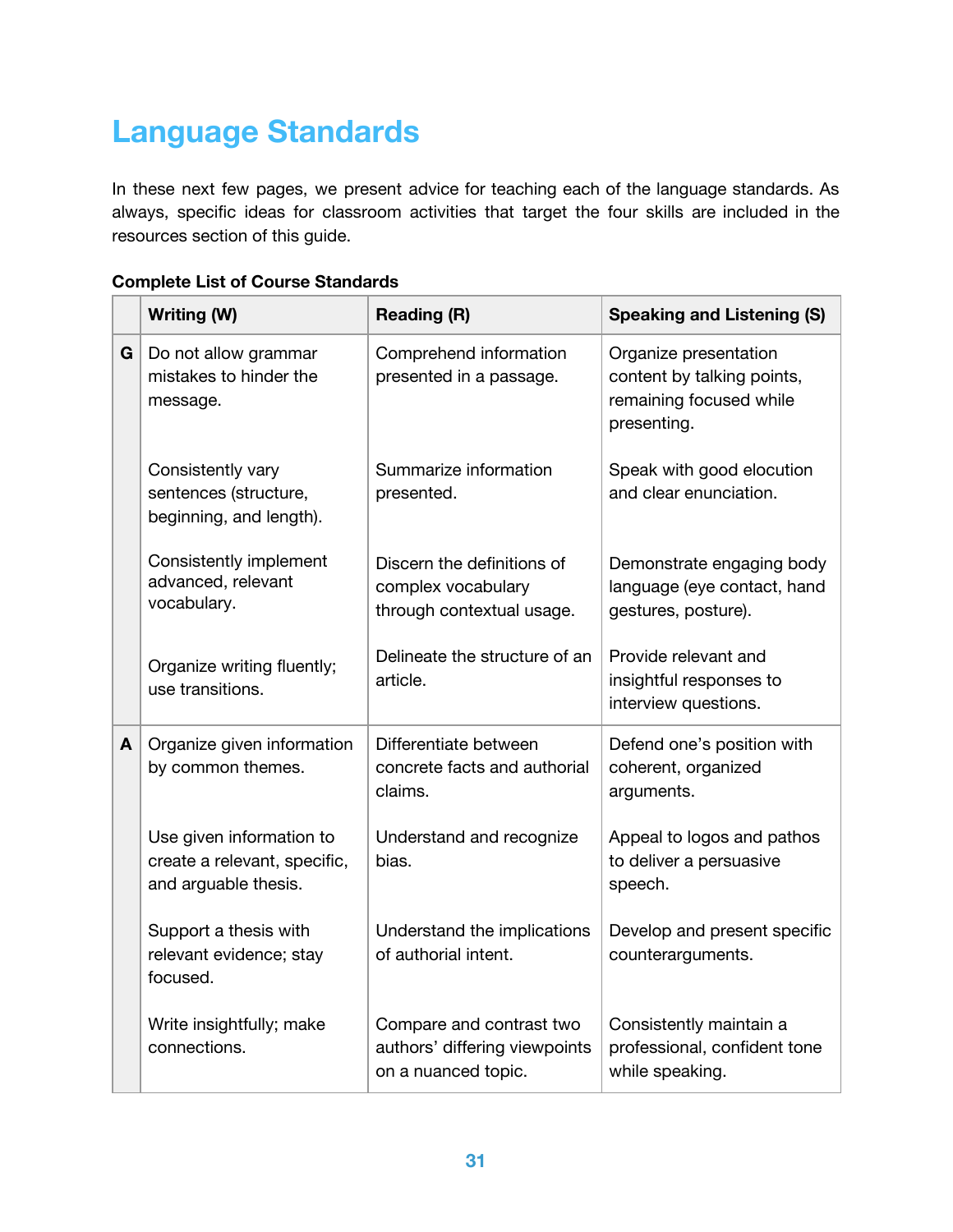# Language Standards

In these next few pages, we present advice for teaching each of the language standards. As always, specific ideas for classroom activities that target the four skills are included in the resources section of this guide.

**Complete List of Course Standards**

| | Writing (W) | Reading (R) | Speaking and Listening (S) |
|---|---|---|---|
| **G** | Do not allow grammar mistakes to hinder the message. | Comprehend information presented in a passage. | Organize presentation content by talking points, remaining focused while presenting. |
| | Consistently vary sentences (structure, beginning, and length). | Summarize information presented. | Speak with good elocution and clear enunciation. |
| | Consistently implement advanced, relevant vocabulary. | Discern the definitions of complex vocabulary through contextual usage. | Demonstrate engaging body language (eye contact, hand gestures, posture). |
| | Organize writing fluently; use transitions. | Delineate the structure of an article. | Provide relevant and insightful responses to interview questions. |
| **A** | Organize given information by common themes. | Differentiate between concrete facts and authorial claims. | Defend one's position with coherent, organized arguments. |
| | Use given information to create a relevant, specific, and arguable thesis. | Understand and recognize bias. | Appeal to logos and pathos to deliver a persuasive speech. |
| | Support a thesis with relevant evidence; stay focused. | Understand the implications of authorial intent. | Develop and present specific counterarguments. |
| | Write insightfully; make connections. | Compare and contrast two authors' differing viewpoints on a nuanced topic. | Consistently maintain a professional, confident tone while speaking. |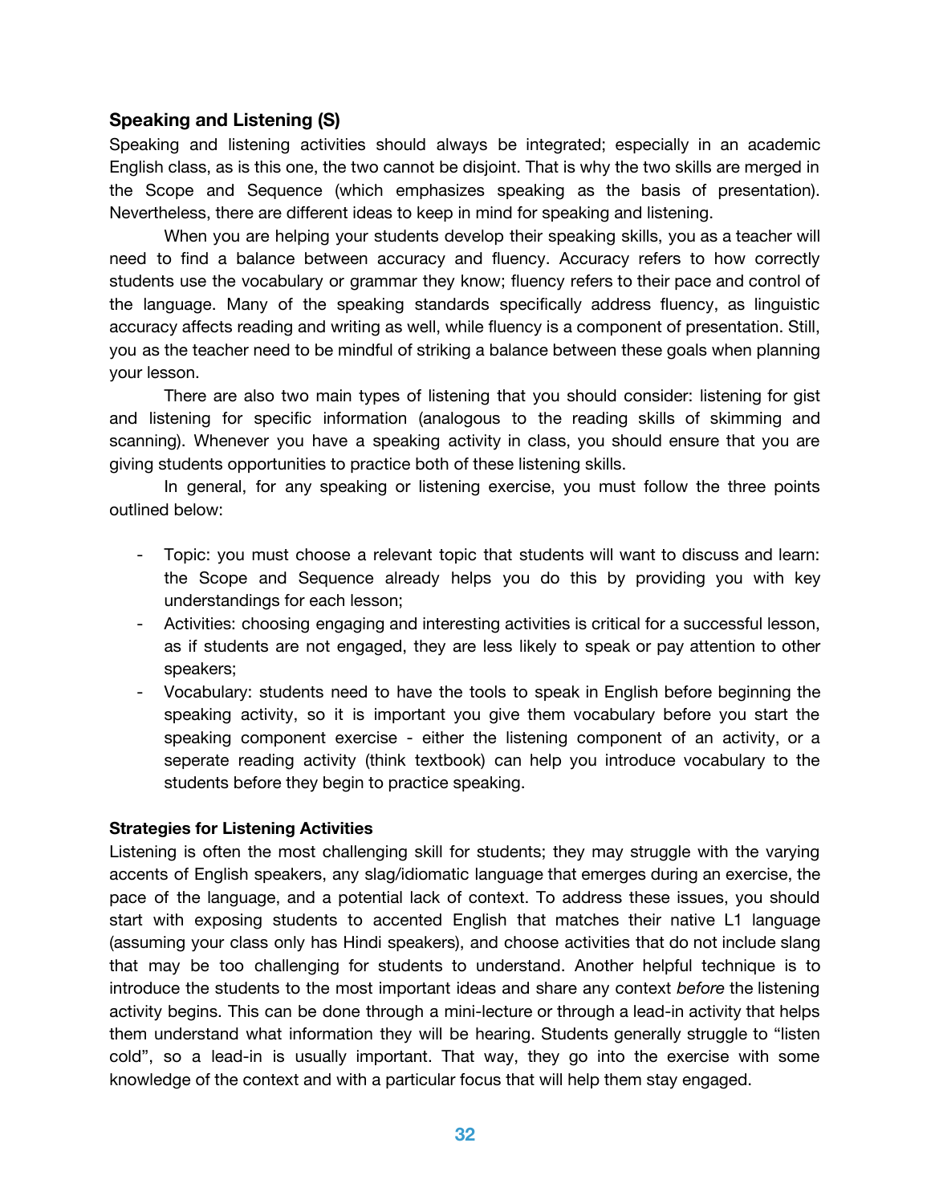### Speaking and Listening (S)

Speaking and listening activities should always be integrated; especially in an academic English class, as is this one, the two cannot be disjoint. That is why the two skills are merged in the Scope and Sequence (which emphasizes speaking as the basis of presentation). Nevertheless, there are different ideas to keep in mind for speaking and listening.

When you are helping your students develop their speaking skills, you as a teacher will need to find a balance between accuracy and fluency. Accuracy refers to how correctly students use the vocabulary or grammar they know; fluency refers to their pace and control of the language. Many of the speaking standards specifically address fluency, as linguistic accuracy affects reading and writing as well, while fluency is a component of presentation. Still, you as the teacher need to be mindful of striking a balance between these goals when planning your lesson.

There are also two main types of listening that you should consider: listening for gist and listening for specific information (analogous to the reading skills of skimming and scanning). Whenever you have a speaking activity in class, you should ensure that you are giving students opportunities to practice both of these listening skills.

In general, for any speaking or listening exercise, you must follow the three points outlined below:

- Topic: you must choose a relevant topic that students will want to discuss and learn: the Scope and Sequence already helps you do this by providing you with key understandings for each lesson;
- Activities: choosing engaging and interesting activities is critical for a successful lesson, as if students are not engaged, they are less likely to speak or pay attention to other speakers;
- Vocabulary: students need to have the tools to speak in English before beginning the speaking activity, so it is important you give them vocabulary before you start the speaking component exercise - either the listening component of an activity, or a seperate reading activity (think textbook) can help you introduce vocabulary to the students before they begin to practice speaking.

#### Strategies for Listening Activities

Listening is often the most challenging skill for students; they may struggle with the varying accents of English speakers, any slag/idiomatic language that emerges during an exercise, the pace of the language, and a potential lack of context. To address these issues, you should start with exposing students to accented English that matches their native L1 language (assuming your class only has Hindi speakers), and choose activities that do not include slang that may be too challenging for students to understand. Another helpful technique is to introduce the students to the most important ideas and share any context *before* the listening activity begins. This can be done through a mini-lecture or through a lead-in activity that helps them understand what information they will be hearing. Students generally struggle to "listen cold", so a lead-in is usually important. That way, they go into the exercise with some knowledge of the context and with a particular focus that will help them stay engaged.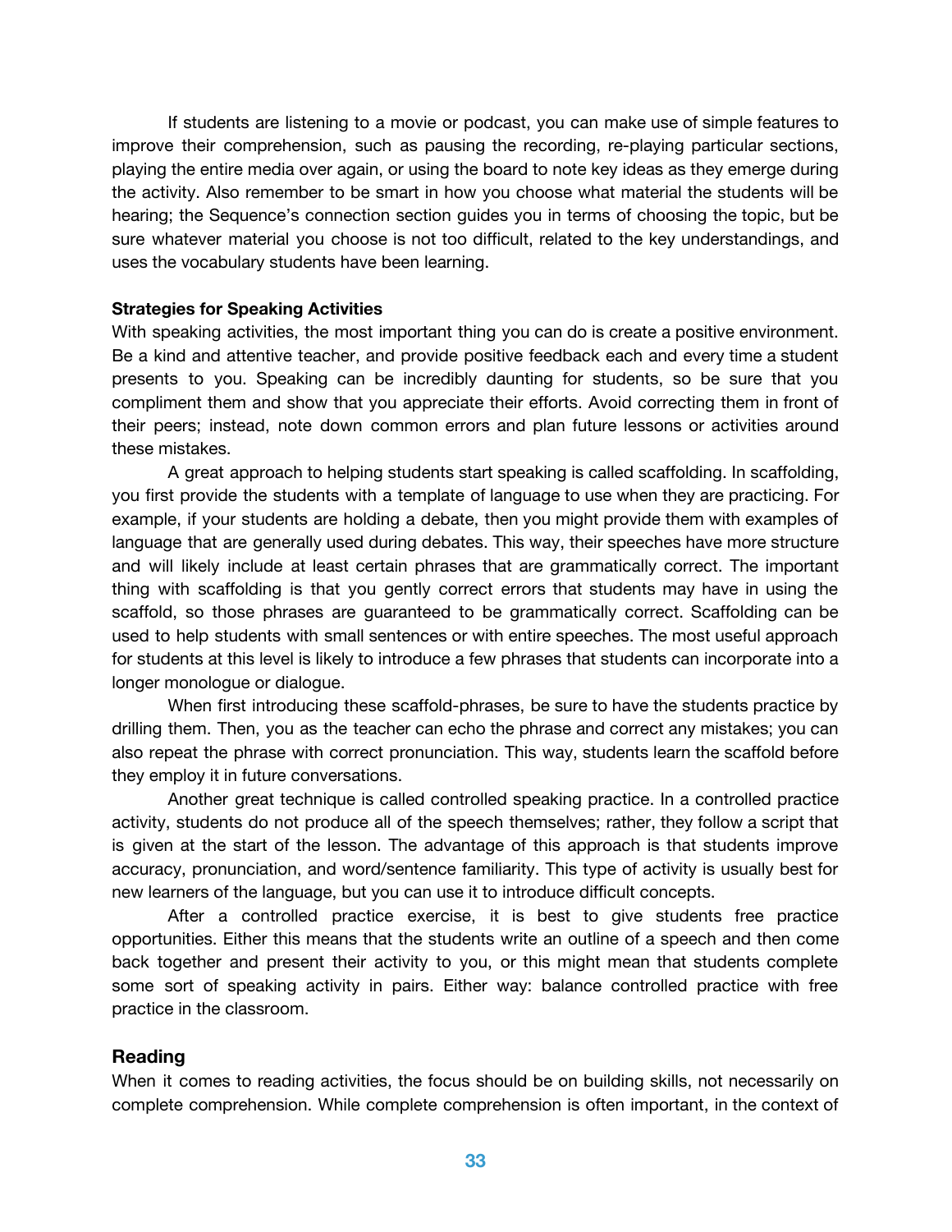If students are listening to a movie or podcast, you can make use of simple features to improve their comprehension, such as pausing the recording, re-playing particular sections, playing the entire media over again, or using the board to note key ideas as they emerge during the activity. Also remember to be smart in how you choose what material the students will be hearing; the Sequence's connection section guides you in terms of choosing the topic, but be sure whatever material you choose is not too difficult, related to the key understandings, and uses the vocabulary students have been learning.

**Strategies for Speaking Activities**

With speaking activities, the most important thing you can do is create a positive environment. Be a kind and attentive teacher, and provide positive feedback each and every time a student presents to you. Speaking can be incredibly daunting for students, so be sure that you compliment them and show that you appreciate their efforts. Avoid correcting them in front of their peers; instead, note down common errors and plan future lessons or activities around these mistakes.

A great approach to helping students start speaking is called scaffolding. In scaffolding, you first provide the students with a template of language to use when they are practicing. For example, if your students are holding a debate, then you might provide them with examples of language that are generally used during debates. This way, their speeches have more structure and will likely include at least certain phrases that are grammatically correct. The important thing with scaffolding is that you gently correct errors that students may have in using the scaffold, so those phrases are guaranteed to be grammatically correct. Scaffolding can be used to help students with small sentences or with entire speeches. The most useful approach for students at this level is likely to introduce a few phrases that students can incorporate into a longer monologue or dialogue.

When first introducing these scaffold-phrases, be sure to have the students practice by drilling them. Then, you as the teacher can echo the phrase and correct any mistakes; you can also repeat the phrase with correct pronunciation. This way, students learn the scaffold before they employ it in future conversations.

Another great technique is called controlled speaking practice. In a controlled practice activity, students do not produce all of the speech themselves; rather, they follow a script that is given at the start of the lesson. The advantage of this approach is that students improve accuracy, pronunciation, and word/sentence familiarity. This type of activity is usually best for new learners of the language, but you can use it to introduce difficult concepts.

After a controlled practice exercise, it is best to give students free practice opportunities. Either this means that the students write an outline of a speech and then come back together and present their activity to you, or this might mean that students complete some sort of speaking activity in pairs. Either way: balance controlled practice with free practice in the classroom.

## Reading

When it comes to reading activities, the focus should be on building skills, not necessarily on complete comprehension. While complete comprehension is often important, in the context of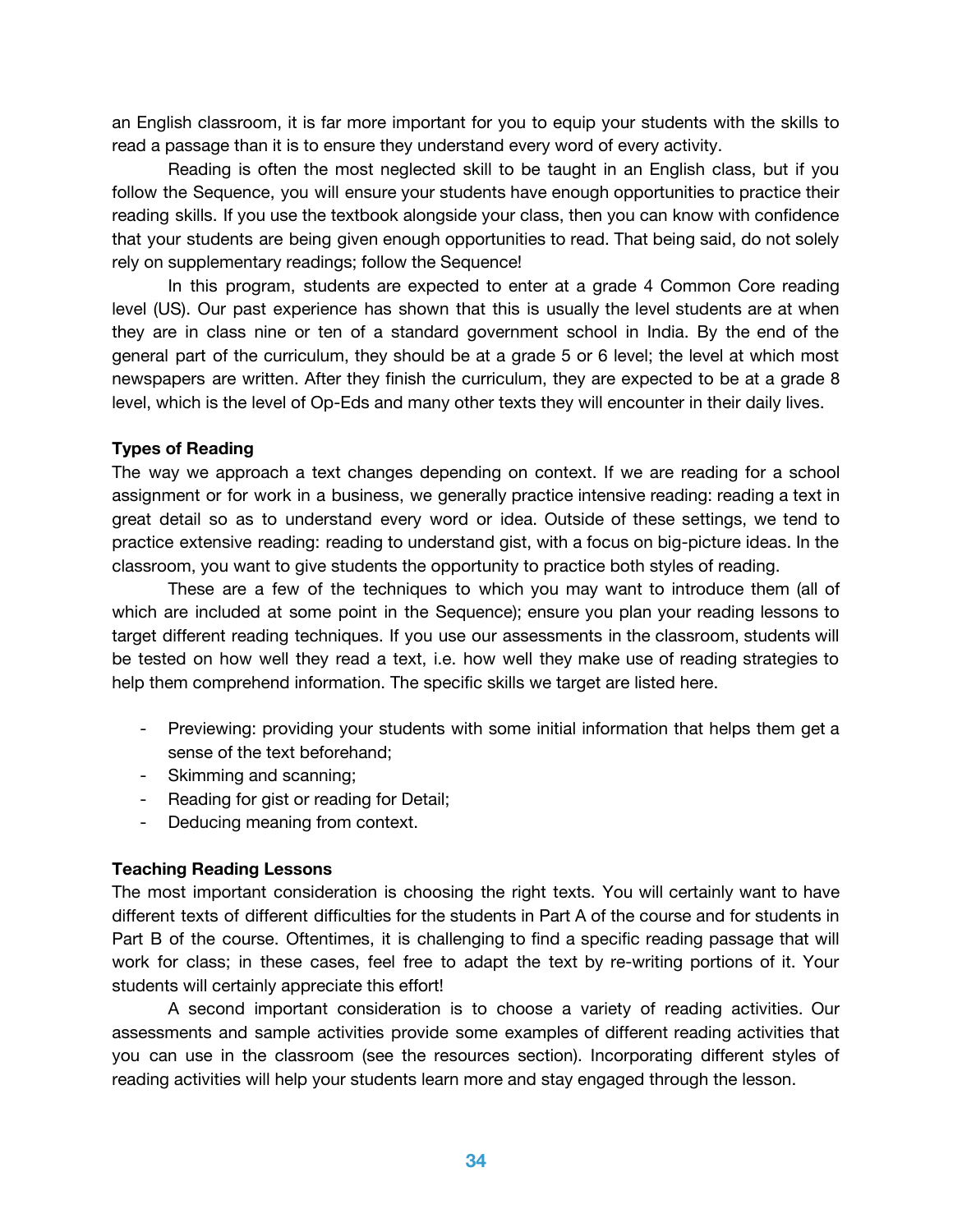an English classroom, it is far more important for you to equip your students with the skills to read a passage than it is to ensure they understand every word of every activity.

Reading is often the most neglected skill to be taught in an English class, but if you follow the Sequence, you will ensure your students have enough opportunities to practice their reading skills. If you use the textbook alongside your class, then you can know with confidence that your students are being given enough opportunities to read. That being said, do not solely rely on supplementary readings; follow the Sequence!

In this program, students are expected to enter at a grade 4 Common Core reading level (US). Our past experience has shown that this is usually the level students are at when they are in class nine or ten of a standard government school in India. By the end of the general part of the curriculum, they should be at a grade 5 or 6 level; the level at which most newspapers are written. After they finish the curriculum, they are expected to be at a grade 8 level, which is the level of Op-Eds and many other texts they will encounter in their daily lives.

**Types of Reading**

The way we approach a text changes depending on context. If we are reading for a school assignment or for work in a business, we generally practice intensive reading: reading a text in great detail so as to understand every word or idea. Outside of these settings, we tend to practice extensive reading: reading to understand gist, with a focus on big-picture ideas. In the classroom, you want to give students the opportunity to practice both styles of reading.

These are a few of the techniques to which you may want to introduce them (all of which are included at some point in the Sequence); ensure you plan your reading lessons to target different reading techniques. If you use our assessments in the classroom, students will be tested on how well they read a text, i.e. how well they make use of reading strategies to help them comprehend information. The specific skills we target are listed here.

- Previewing: providing your students with some initial information that helps them get a sense of the text beforehand;
- Skimming and scanning;
- Reading for gist or reading for Detail;
- Deducing meaning from context.

**Teaching Reading Lessons**

The most important consideration is choosing the right texts. You will certainly want to have different texts of different difficulties for the students in Part A of the course and for students in Part B of the course. Oftentimes, it is challenging to find a specific reading passage that will work for class; in these cases, feel free to adapt the text by re-writing portions of it. Your students will certainly appreciate this effort!

A second important consideration is to choose a variety of reading activities. Our assessments and sample activities provide some examples of different reading activities that you can use in the classroom (see the resources section). Incorporating different styles of reading activities will help your students learn more and stay engaged through the lesson.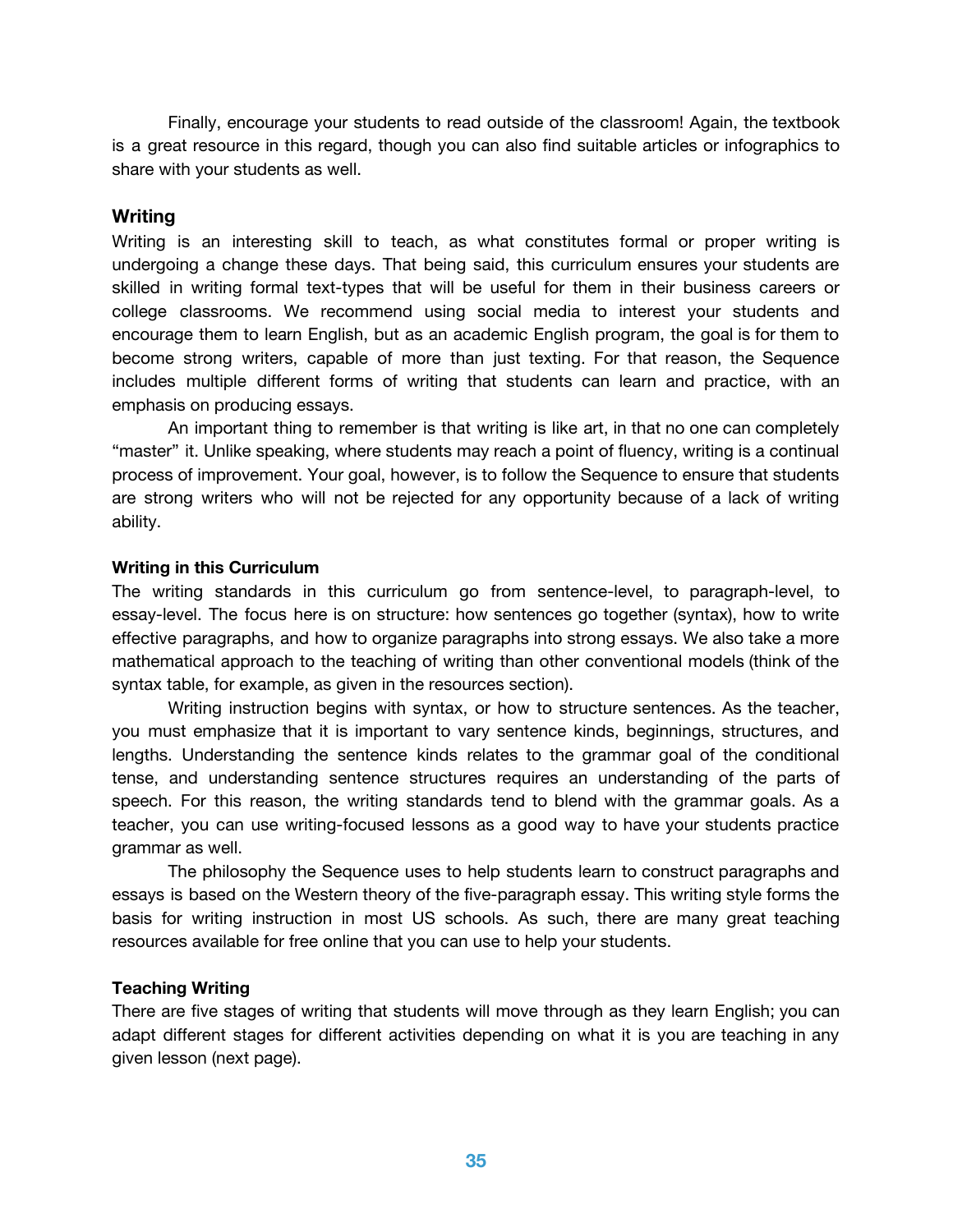Finally, encourage your students to read outside of the classroom! Again, the textbook is a great resource in this regard, though you can also find suitable articles or infographics to share with your students as well.

## Writing

Writing is an interesting skill to teach, as what constitutes formal or proper writing is undergoing a change these days. That being said, this curriculum ensures your students are skilled in writing formal text-types that will be useful for them in their business careers or college classrooms. We recommend using social media to interest your students and encourage them to learn English, but as an academic English program, the goal is for them to become strong writers, capable of more than just texting. For that reason, the Sequence includes multiple different forms of writing that students can learn and practice, with an emphasis on producing essays.

An important thing to remember is that writing is like art, in that no one can completely "master" it. Unlike speaking, where students may reach a point of fluency, writing is a continual process of improvement. Your goal, however, is to follow the Sequence to ensure that students are strong writers who will not be rejected for any opportunity because of a lack of writing ability.

### Writing in this Curriculum

The writing standards in this curriculum go from sentence-level, to paragraph-level, to essay-level. The focus here is on structure: how sentences go together (syntax), how to write effective paragraphs, and how to organize paragraphs into strong essays. We also take a more mathematical approach to the teaching of writing than other conventional models (think of the syntax table, for example, as given in the resources section).

Writing instruction begins with syntax, or how to structure sentences. As the teacher, you must emphasize that it is important to vary sentence kinds, beginnings, structures, and lengths. Understanding the sentence kinds relates to the grammar goal of the conditional tense, and understanding sentence structures requires an understanding of the parts of speech. For this reason, the writing standards tend to blend with the grammar goals. As a teacher, you can use writing-focused lessons as a good way to have your students practice grammar as well.

The philosophy the Sequence uses to help students learn to construct paragraphs and essays is based on the Western theory of the five-paragraph essay. This writing style forms the basis for writing instruction in most US schools. As such, there are many great teaching resources available for free online that you can use to help your students.

### Teaching Writing

There are five stages of writing that students will move through as they learn English; you can adapt different stages for different activities depending on what it is you are teaching in any given lesson (next page).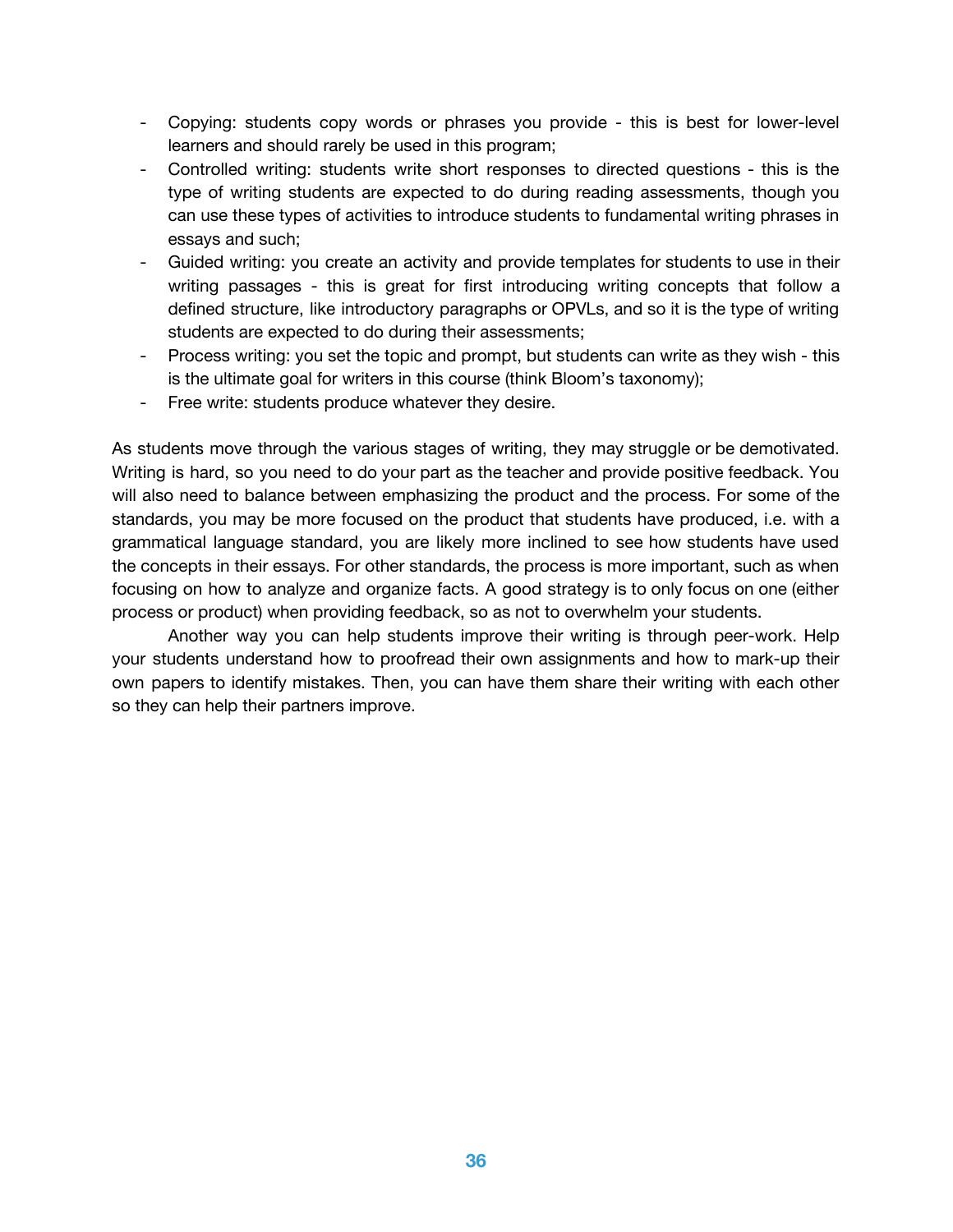- Copying: students copy words or phrases you provide - this is best for lower-level learners and should rarely be used in this program;
- Controlled writing: students write short responses to directed questions - this is the type of writing students are expected to do during reading assessments, though you can use these types of activities to introduce students to fundamental writing phrases in essays and such;
- Guided writing: you create an activity and provide templates for students to use in their writing passages - this is great for first introducing writing concepts that follow a defined structure, like introductory paragraphs or OPVLs, and so it is the type of writing students are expected to do during their assessments;
- Process writing: you set the topic and prompt, but students can write as they wish - this is the ultimate goal for writers in this course (think Bloom's taxonomy);
- Free write: students produce whatever they desire.

As students move through the various stages of writing, they may struggle or be demotivated. Writing is hard, so you need to do your part as the teacher and provide positive feedback. You will also need to balance between emphasizing the product and the process. For some of the standards, you may be more focused on the product that students have produced, i.e. with a grammatical language standard, you are likely more inclined to see how students have used the concepts in their essays. For other standards, the process is more important, such as when focusing on how to analyze and organize facts. A good strategy is to only focus on one (either process or product) when providing feedback, so as not to overwhelm your students.

Another way you can help students improve their writing is through peer-work. Help your students understand how to proofread their own assignments and how to mark-up their own papers to identify mistakes. Then, you can have them share their writing with each other so they can help their partners improve.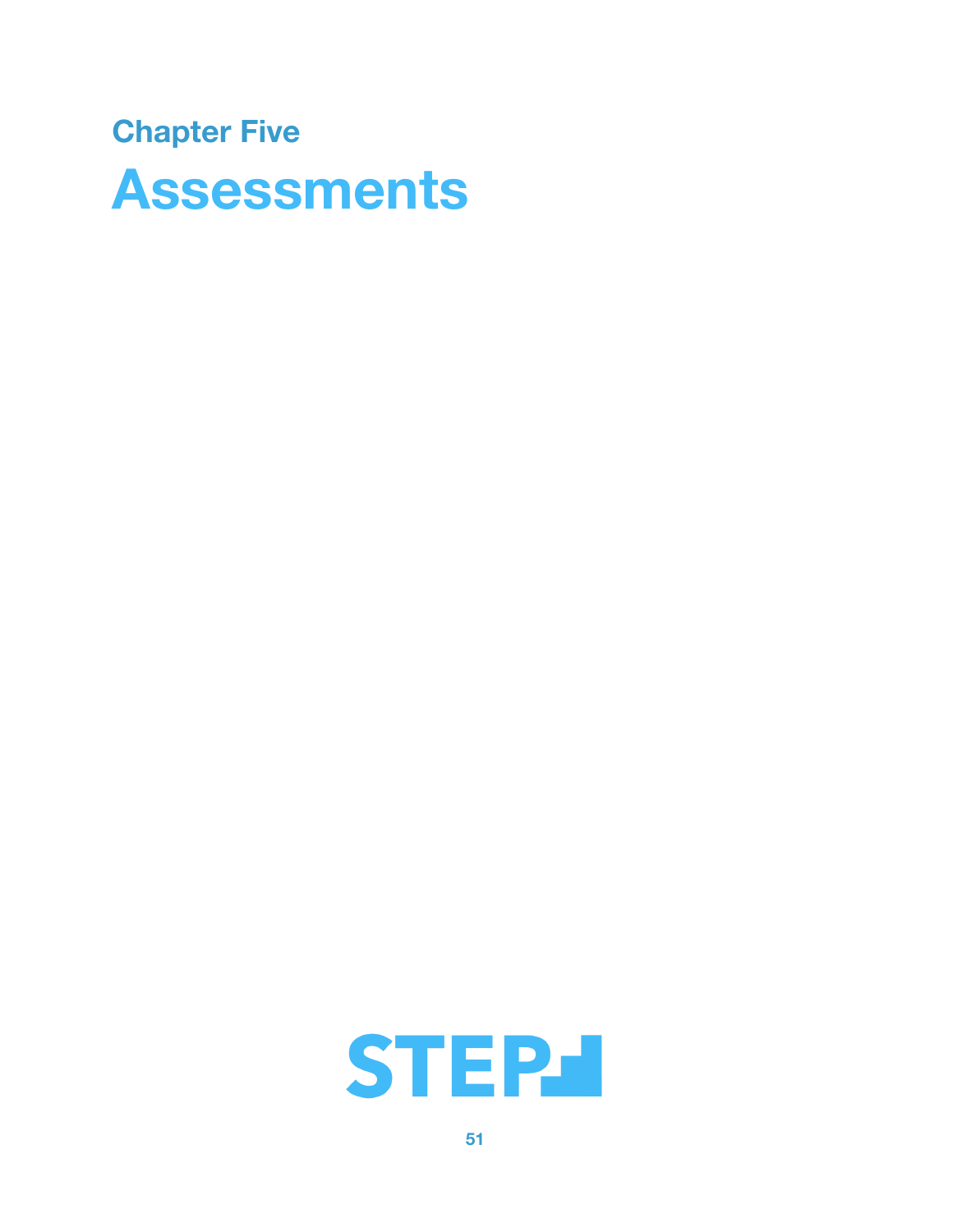## Chapter Five

# Assessments

STEP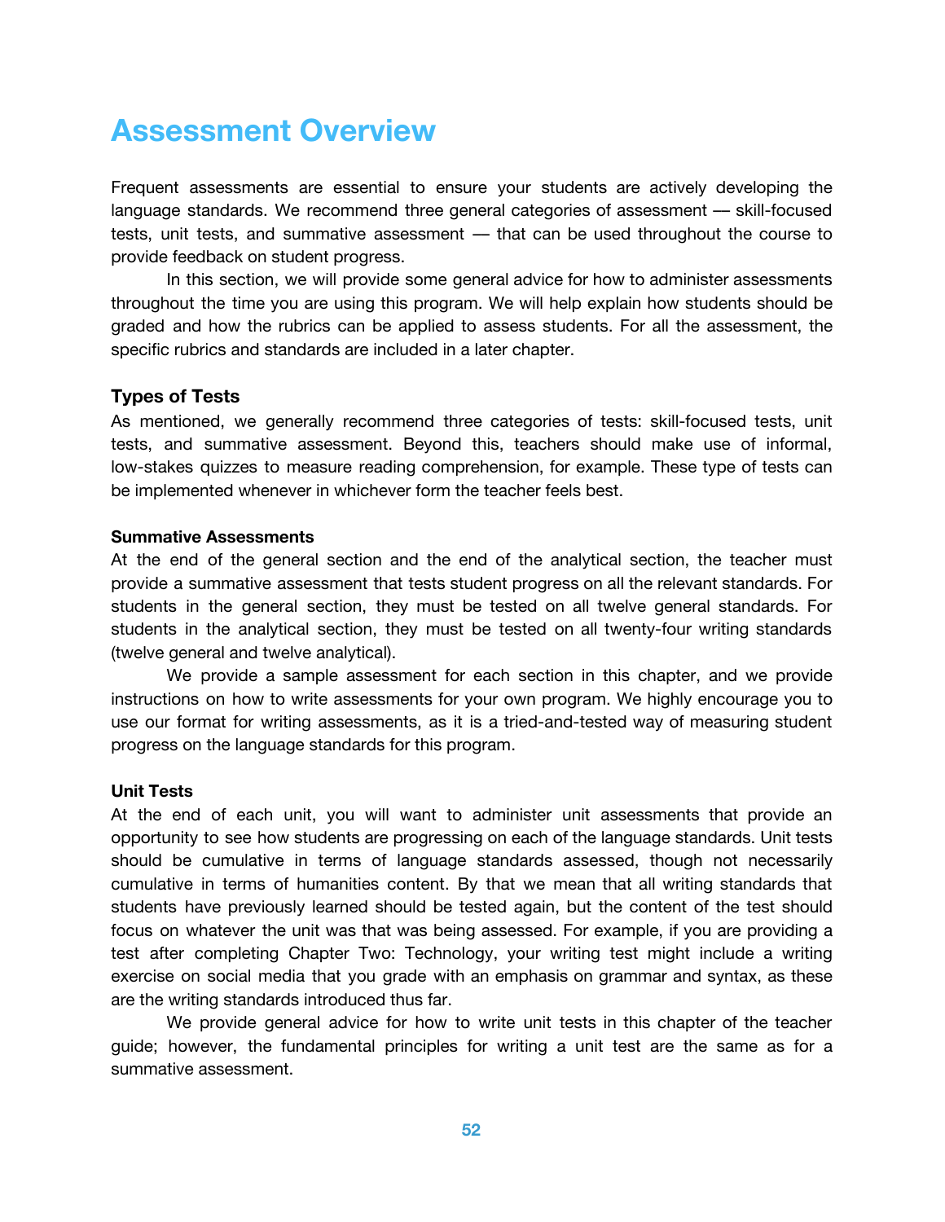# Assessment Overview

Frequent assessments are essential to ensure your students are actively developing the language standards. We recommend three general categories of assessment — skill-focused tests, unit tests, and summative assessment — that can be used throughout the course to provide feedback on student progress.

In this section, we will provide some general advice for how to administer assessments throughout the time you are using this program. We will help explain how students should be graded and how the rubrics can be applied to assess students. For all the assessment, the specific rubrics and standards are included in a later chapter.

### Types of Tests

As mentioned, we generally recommend three categories of tests: skill-focused tests, unit tests, and summative assessment. Beyond this, teachers should make use of informal, low-stakes quizzes to measure reading comprehension, for example. These type of tests can be implemented whenever in whichever form the teacher feels best.

#### Summative Assessments

At the end of the general section and the end of the analytical section, the teacher must provide a summative assessment that tests student progress on all the relevant standards. For students in the general section, they must be tested on all twelve general standards. For students in the analytical section, they must be tested on all twenty-four writing standards (twelve general and twelve analytical).

We provide a sample assessment for each section in this chapter, and we provide instructions on how to write assessments for your own program. We highly encourage you to use our format for writing assessments, as it is a tried-and-tested way of measuring student progress on the language standards for this program.

#### Unit Tests

At the end of each unit, you will want to administer unit assessments that provide an opportunity to see how students are progressing on each of the language standards. Unit tests should be cumulative in terms of language standards assessed, though not necessarily cumulative in terms of humanities content. By that we mean that all writing standards that students have previously learned should be tested again, but the content of the test should focus on whatever the unit was that was being assessed. For example, if you are providing a test after completing Chapter Two: Technology, your writing test might include a writing exercise on social media that you grade with an emphasis on grammar and syntax, as these are the writing standards introduced thus far.

We provide general advice for how to write unit tests in this chapter of the teacher guide; however, the fundamental principles for writing a unit test are the same as for a summative assessment.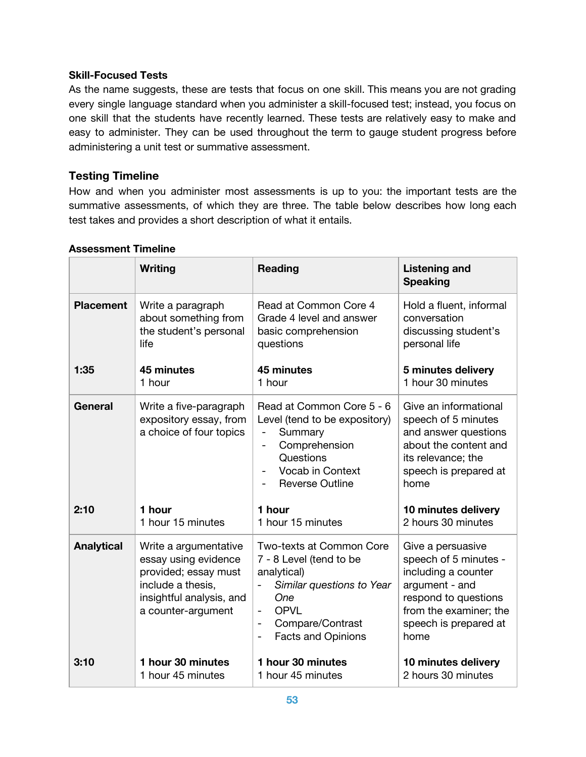**Skill-Focused Tests**

As the name suggests, these are tests that focus on one skill. This means you are not grading every single language standard when you administer a skill-focused test; instead, you focus on one skill that the students have recently learned. These tests are relatively easy to make and easy to administer. They can be used throughout the term to gauge student progress before administering a unit test or summative assessment.

## Testing Timeline

How and when you administer most assessments is up to you: the important tests are the summative assessments, of which they are three. The table below describes how long each test takes and provides a short description of what it entails.

**Assessment Timeline**

| | **Writing** | **Reading** | **Listening and Speaking** |
|---|---|---|---|
| **Placement**<br><br>**1:35** | Write a paragraph about something from the student's personal life<br><br>**45 minutes**<br>1 hour | Read at Common Core 4 Grade 4 level and answer basic comprehension questions<br><br>**45 minutes**<br>1 hour | Hold a fluent, informal conversation discussing student's personal life<br><br>**5 minutes delivery**<br>1 hour 30 minutes |
| **General**<br><br>**2:10** | Write a five-paragraph expository essay, from a choice of four topics<br><br>**1 hour**<br>1 hour 15 minutes | Read at Common Core 5 - 6 Level (tend to be expository)<br>- Summary<br>- Comprehension Questions<br>- Vocab in Context<br>- Reverse Outline<br><br>**1 hour**<br>1 hour 15 minutes | Give an informational speech of 5 minutes and answer questions about the content and its relevance; the speech is prepared at home<br><br>**10 minutes delivery**<br>2 hours 30 minutes |
| **Analytical**<br><br>**3:10** | Write a argumentative essay using evidence provided; essay must include a thesis, insightful analysis, and a counter-argument<br><br>**1 hour 30 minutes**<br>1 hour 45 minutes | Two-texts at Common Core 7 - 8 Level (tend to be analytical)<br>- *Similar questions to Year One*<br>- OPVL<br>- Compare/Contrast<br>- Facts and Opinions<br><br>**1 hour 30 minutes**<br>1 hour 45 minutes | Give a persuasive speech of 5 minutes - including a counter argument - and respond to questions from the examiner; the speech is prepared at home<br><br>**10 minutes delivery**<br>2 hours 30 minutes |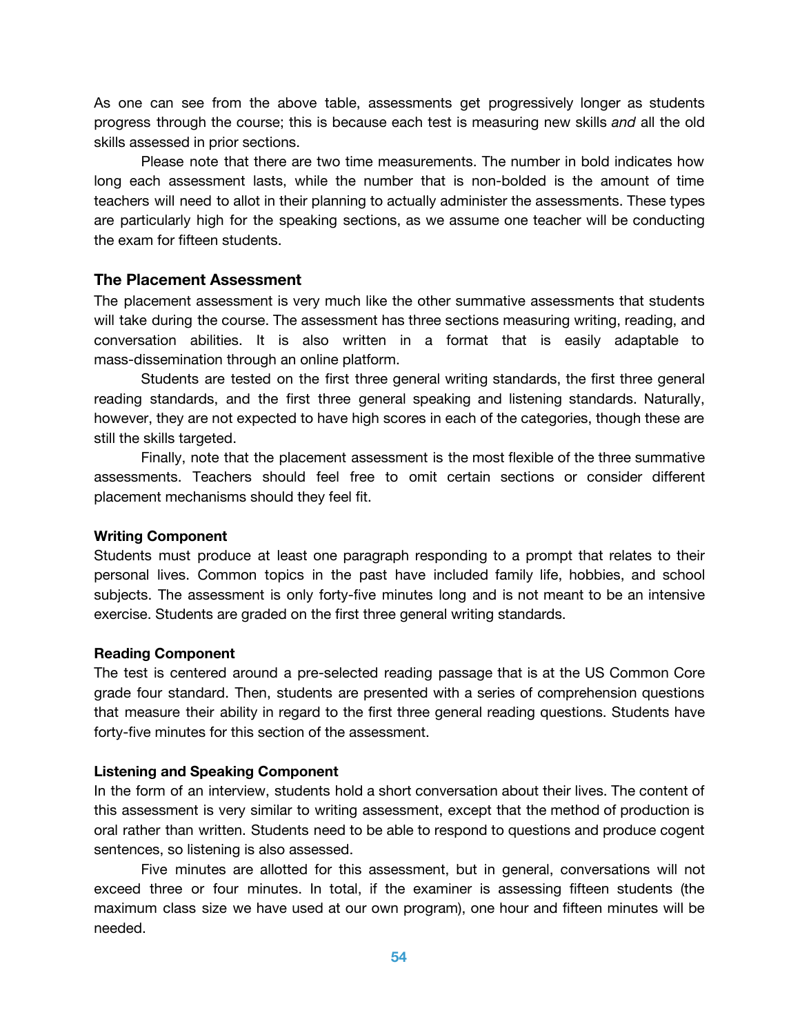As one can see from the above table, assessments get progressively longer as students progress through the course; this is because each test is measuring new skills *and* all the old skills assessed in prior sections.

Please note that there are two time measurements. The number in bold indicates how long each assessment lasts, while the number that is non-bolded is the amount of time teachers will need to allot in their planning to actually administer the assessments. These types are particularly high for the speaking sections, as we assume one teacher will be conducting the exam for fifteen students.

## The Placement Assessment

The placement assessment is very much like the other summative assessments that students will take during the course. The assessment has three sections measuring writing, reading, and conversation abilities. It is also written in a format that is easily adaptable to mass-dissemination through an online platform.

Students are tested on the first three general writing standards, the first three general reading standards, and the first three general speaking and listening standards. Naturally, however, they are not expected to have high scores in each of the categories, though these are still the skills targeted.

Finally, note that the placement assessment is the most flexible of the three summative assessments. Teachers should feel free to omit certain sections or consider different placement mechanisms should they feel fit.

### Writing Component

Students must produce at least one paragraph responding to a prompt that relates to their personal lives. Common topics in the past have included family life, hobbies, and school subjects. The assessment is only forty-five minutes long and is not meant to be an intensive exercise. Students are graded on the first three general writing standards.

### Reading Component

The test is centered around a pre-selected reading passage that is at the US Common Core grade four standard. Then, students are presented with a series of comprehension questions that measure their ability in regard to the first three general reading questions. Students have forty-five minutes for this section of the assessment.

### Listening and Speaking Component

In the form of an interview, students hold a short conversation about their lives. The content of this assessment is very similar to writing assessment, except that the method of production is oral rather than written. Students need to be able to respond to questions and produce cogent sentences, so listening is also assessed.

Five minutes are allotted for this assessment, but in general, conversations will not exceed three or four minutes. In total, if the examiner is assessing fifteen students (the maximum class size we have used at our own program), one hour and fifteen minutes will be needed.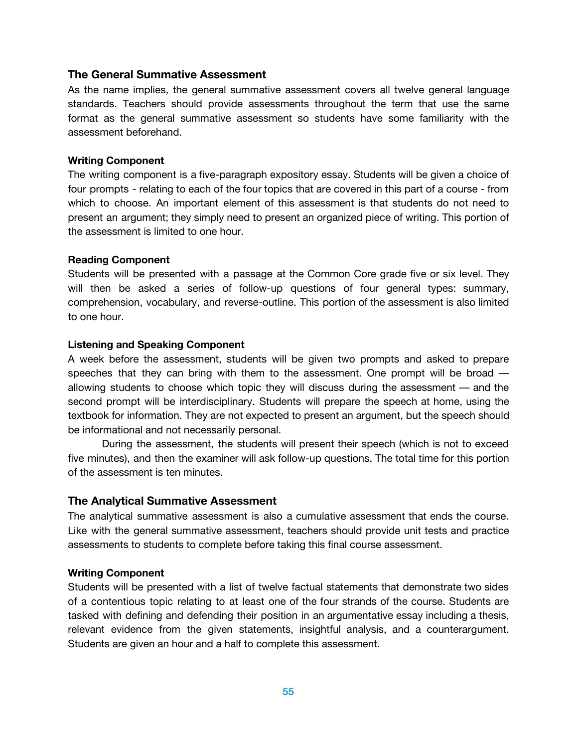## The General Summative Assessment

As the name implies, the general summative assessment covers all twelve general language standards. Teachers should provide assessments throughout the term that use the same format as the general summative assessment so students have some familiarity with the assessment beforehand.

### Writing Component

The writing component is a five-paragraph expository essay. Students will be given a choice of four prompts - relating to each of the four topics that are covered in this part of a course - from which to choose. An important element of this assessment is that students do not need to present an argument; they simply need to present an organized piece of writing. This portion of the assessment is limited to one hour.

### Reading Component

Students will be presented with a passage at the Common Core grade five or six level. They will then be asked a series of follow-up questions of four general types: summary, comprehension, vocabulary, and reverse-outline. This portion of the assessment is also limited to one hour.

### Listening and Speaking Component

A week before the assessment, students will be given two prompts and asked to prepare speeches that they can bring with them to the assessment. One prompt will be broad — allowing students to choose which topic they will discuss during the assessment — and the second prompt will be interdisciplinary. Students will prepare the speech at home, using the textbook for information. They are not expected to present an argument, but the speech should be informational and not necessarily personal.

During the assessment, the students will present their speech (which is not to exceed five minutes), and then the examiner will ask follow-up questions. The total time for this portion of the assessment is ten minutes.

## The Analytical Summative Assessment

The analytical summative assessment is also a cumulative assessment that ends the course. Like with the general summative assessment, teachers should provide unit tests and practice assessments to students to complete before taking this final course assessment.

### Writing Component

Students will be presented with a list of twelve factual statements that demonstrate two sides of a contentious topic relating to at least one of the four strands of the course. Students are tasked with defining and defending their position in an argumentative essay including a thesis, relevant evidence from the given statements, insightful analysis, and a counterargument. Students are given an hour and a half to complete this assessment.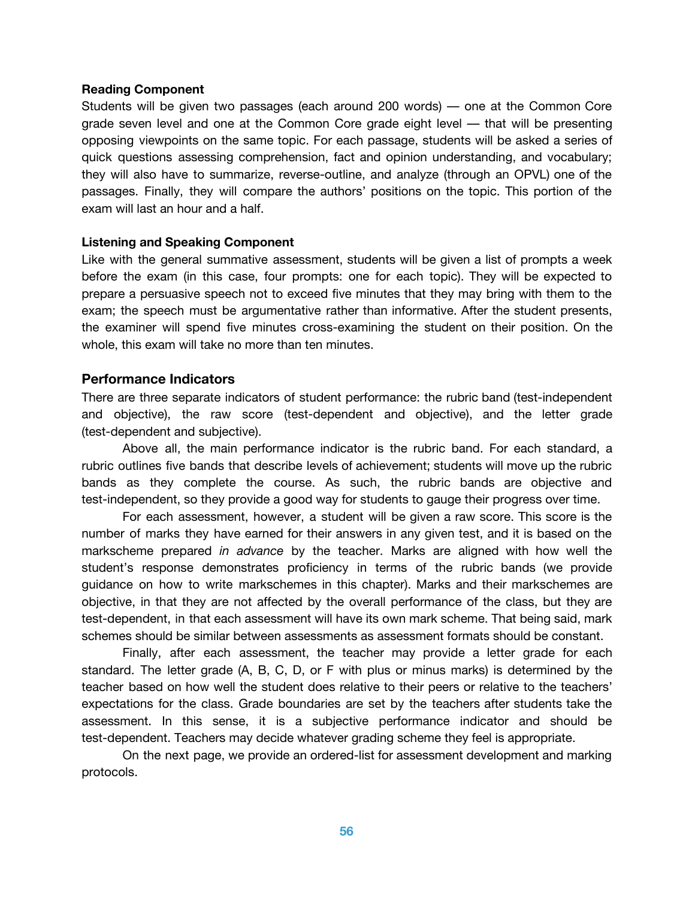**Reading Component**

Students will be given two passages (each around 200 words) — one at the Common Core grade seven level and one at the Common Core grade eight level — that will be presenting opposing viewpoints on the same topic. For each passage, students will be asked a series of quick questions assessing comprehension, fact and opinion understanding, and vocabulary; they will also have to summarize, reverse-outline, and analyze (through an OPVL) one of the passages. Finally, they will compare the authors' positions on the topic. This portion of the exam will last an hour and a half.

**Listening and Speaking Component**

Like with the general summative assessment, students will be given a list of prompts a week before the exam (in this case, four prompts: one for each topic). They will be expected to prepare a persuasive speech not to exceed five minutes that they may bring with them to the exam; the speech must be argumentative rather than informative. After the student presents, the examiner will spend five minutes cross-examining the student on their position. On the whole, this exam will take no more than ten minutes.

## Performance Indicators

There are three separate indicators of student performance: the rubric band (test-independent and objective), the raw score (test-dependent and objective), and the letter grade (test-dependent and subjective).

Above all, the main performance indicator is the rubric band. For each standard, a rubric outlines five bands that describe levels of achievement; students will move up the rubric bands as they complete the course. As such, the rubric bands are objective and test-independent, so they provide a good way for students to gauge their progress over time.

For each assessment, however, a student will be given a raw score. This score is the number of marks they have earned for their answers in any given test, and it is based on the markscheme prepared *in advance* by the teacher. Marks are aligned with how well the student's response demonstrates proficiency in terms of the rubric bands (we provide guidance on how to write markschemes in this chapter). Marks and their markschemes are objective, in that they are not affected by the overall performance of the class, but they are test-dependent, in that each assessment will have its own mark scheme. That being said, mark schemes should be similar between assessments as assessment formats should be constant.

Finally, after each assessment, the teacher may provide a letter grade for each standard. The letter grade (A, B, C, D, or F with plus or minus marks) is determined by the teacher based on how well the student does relative to their peers or relative to the teachers' expectations for the class. Grade boundaries are set by the teachers after students take the assessment. In this sense, it is a subjective performance indicator and should be test-dependent. Teachers may decide whatever grading scheme they feel is appropriate.

On the next page, we provide an ordered-list for assessment development and marking protocols.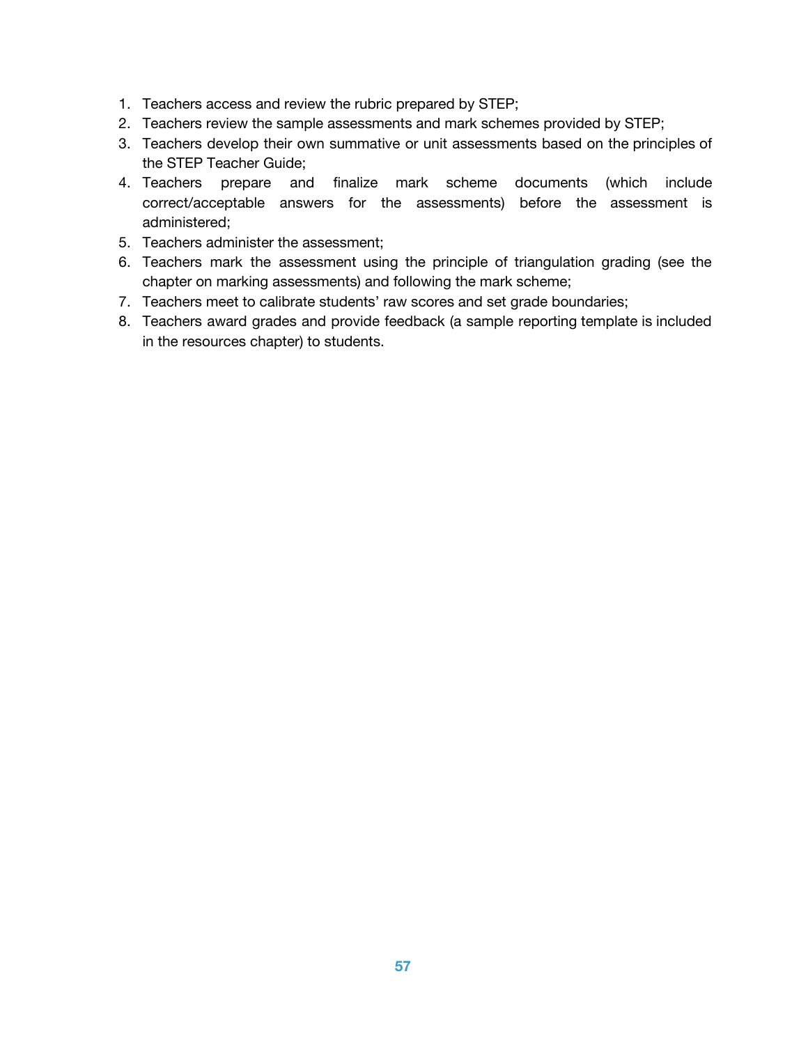1. Teachers access and review the rubric prepared by STEP;
2. Teachers review the sample assessments and mark schemes provided by STEP;
3. Teachers develop their own summative or unit assessments based on the principles of the STEP Teacher Guide;
4. Teachers prepare and finalize mark scheme documents (which include correct/acceptable answers for the assessments) before the assessment is administered;
5. Teachers administer the assessment;
6. Teachers mark the assessment using the principle of triangulation grading (see the chapter on marking assessments) and following the mark scheme;
7. Teachers meet to calibrate students' raw scores and set grade boundaries;
8. Teachers award grades and provide feedback (a sample reporting template is included in the resources chapter) to students.